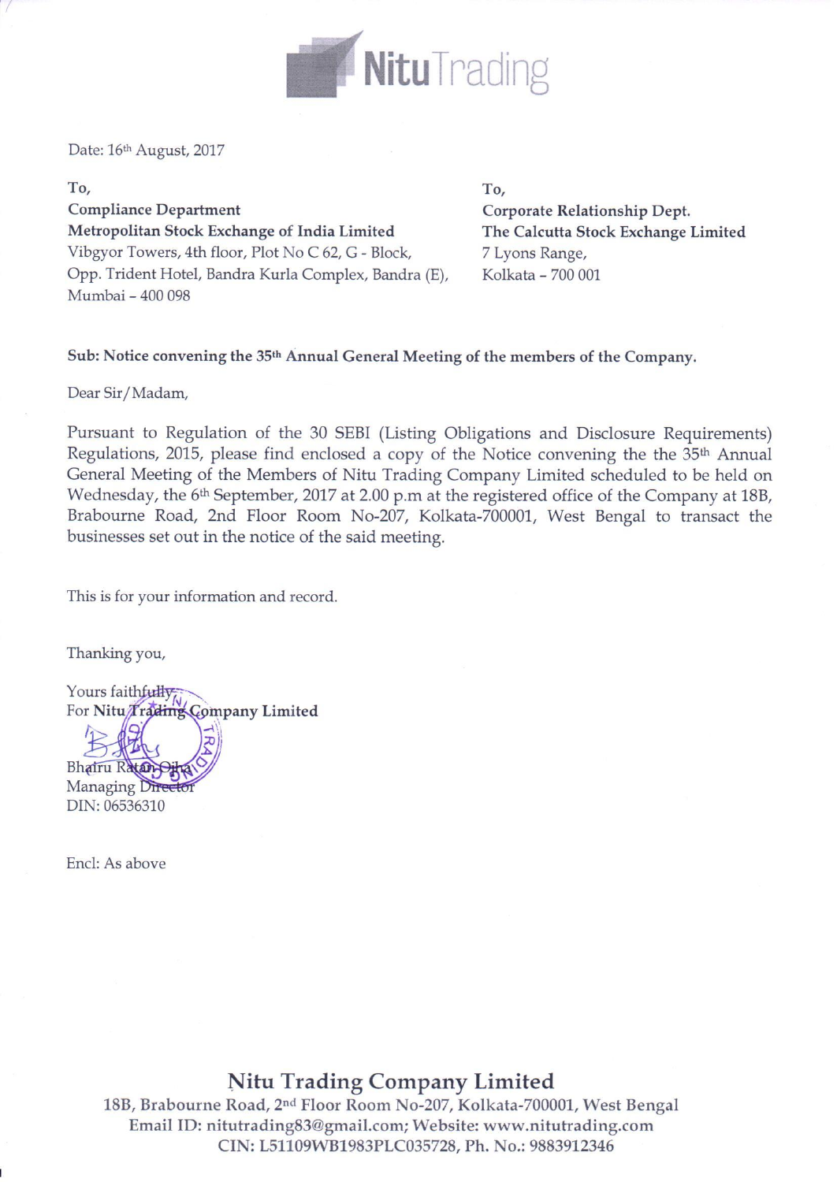NituTrading

Date: 16th August, 2017

**To,**
**Compliance Department**
**Metropolitan Stock Exchange of India Limited**
Vibgyor Towers, 4th floor, Plot No C 62, G - Block,
Opp. Trident Hotel, Bandra Kurla Complex, Bandra (E),
Mumbai – 400 098

**To,**
**Corporate Relationship Dept.**
**The Calcutta Stock Exchange Limited**
7 Lyons Range,
Kolkata – 700 001

**Sub: Notice convening the 35th Annual General Meeting of the members of the Company.**

Dear Sir/Madam,

Pursuant to Regulation of the 30 SEBI (Listing Obligations and Disclosure Requirements) Regulations, 2015, please find enclosed a copy of the Notice convening the the 35th Annual General Meeting of the Members of Nitu Trading Company Limited scheduled to be held on Wednesday, the 6th September, 2017 at 2.00 p.m at the registered office of the Company at 18B, Brabourne Road, 2nd Floor Room No-207, Kolkata-700001, West Bengal to transact the businesses set out in the notice of the said meeting.

This is for your information and record.

Thanking you,

Yours faithfully,
For **Nitu Trading Company Limited**

Bhairu Ratan Ojha
Managing Director
DIN: 06536310

Encl: As above

**Nitu Trading Company Limited**
18B, Brabourne Road, 2nd Floor Room No-207, Kolkata-700001, West Bengal
Email ID: nitutrading83@gmail.com; Website: www.nitutrading.com
CIN: L51109WB1983PLC035728, Ph. No.: 9883912346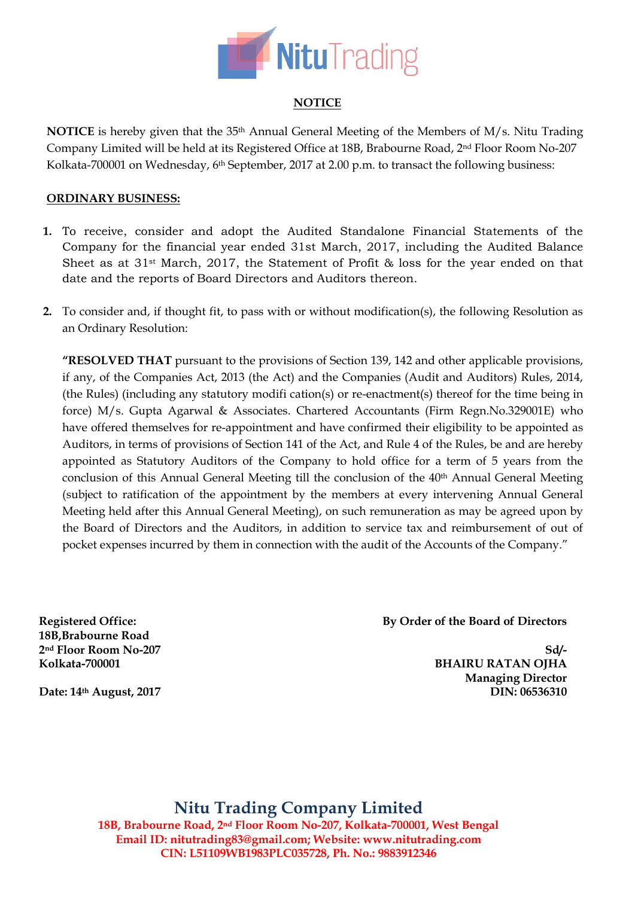**NOTICE**

**NOTICE** is hereby given that the 35th Annual General Meeting of the Members of M/s. Nitu Trading Company Limited will be held at its Registered Office at 18B, Brabourne Road, 2nd Floor Room No-207 Kolkata-700001 on Wednesday, 6th September, 2017 at 2.00 p.m. to transact the following business:

**ORDINARY BUSINESS:**

1. To receive, consider and adopt the Audited Standalone Financial Statements of the Company for the financial year ended 31st March, 2017, including the Audited Balance Sheet as at 31st March, 2017, the Statement of Profit & loss for the year ended on that date and the reports of Board Directors and Auditors thereon.

2. To consider and, if thought fit, to pass with or without modification(s), the following Resolution as an Ordinary Resolution:

   **"RESOLVED THAT** pursuant to the provisions of Section 139, 142 and other applicable provisions, if any, of the Companies Act, 2013 (the Act) and the Companies (Audit and Auditors) Rules, 2014, (the Rules) (including any statutory modifi cation(s) or re-enactment(s) thereof for the time being in force) M/s. Gupta Agarwal & Associates. Chartered Accountants (Firm Regn.No.329001E) who have offered themselves for re-appointment and have confirmed their eligibility to be appointed as Auditors, in terms of provisions of Section 141 of the Act, and Rule 4 of the Rules, be and are hereby appointed as Statutory Auditors of the Company to hold office for a term of 5 years from the conclusion of this Annual General Meeting till the conclusion of the 40th Annual General Meeting (subject to ratification of the appointment by the members at every intervening Annual General Meeting held after this Annual General Meeting), on such remuneration as may be agreed upon by the Board of Directors and the Auditors, in addition to service tax and reimbursement of out of pocket expenses incurred by them in connection with the audit of the Accounts of the Company."

**Registered Office:**
**18B,Brabourne Road**
**2nd Floor Room No-207**
**Kolkata-700001**

**Date: 14th August, 2017**

**By Order of the Board of Directors**

**Sd/-**
**BHAIRU RATAN OJHA**
**Managing Director**
**DIN: 06536310**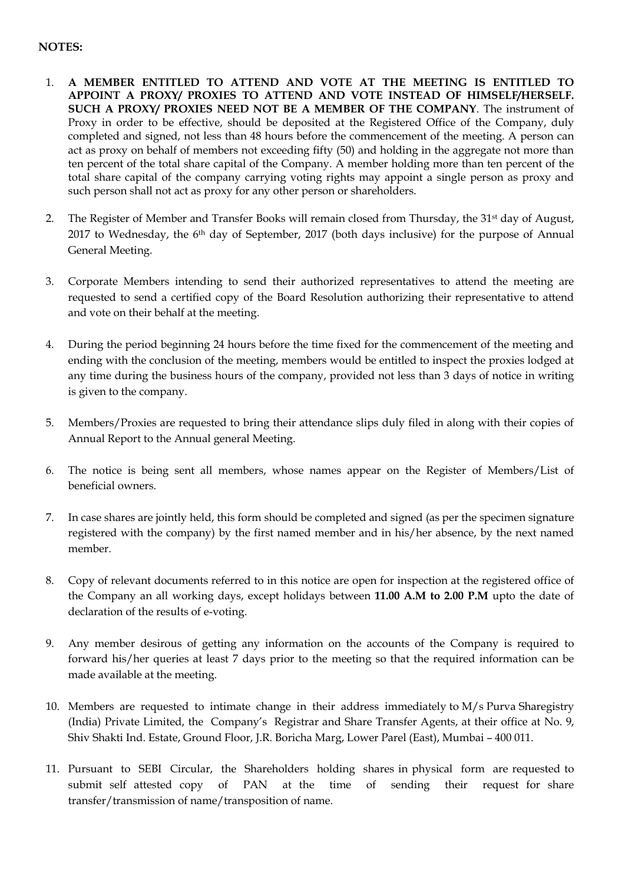**NOTES:**

1. **A MEMBER ENTITLED TO ATTEND AND VOTE AT THE MEETING IS ENTITLED TO APPOINT A PROXY/ PROXIES TO ATTEND AND VOTE INSTEAD OF HIMSELF/HERSELF. SUCH A PROXY/ PROXIES NEED NOT BE A MEMBER OF THE COMPANY**. The instrument of Proxy in order to be effective, should be deposited at the Registered Office of the Company, duly completed and signed, not less than 48 hours before the commencement of the meeting. A person can act as proxy on behalf of members not exceeding fifty (50) and holding in the aggregate not more than ten percent of the total share capital of the Company. A member holding more than ten percent of the total share capital of the company carrying voting rights may appoint a single person as proxy and such person shall not act as proxy for any other person or shareholders.

2. The Register of Member and Transfer Books will remain closed from Thursday, the 31st day of August, 2017 to Wednesday, the 6th day of September, 2017 (both days inclusive) for the purpose of Annual General Meeting.

3. Corporate Members intending to send their authorized representatives to attend the meeting are requested to send a certified copy of the Board Resolution authorizing their representative to attend and vote on their behalf at the meeting.

4. During the period beginning 24 hours before the time fixed for the commencement of the meeting and ending with the conclusion of the meeting, members would be entitled to inspect the proxies lodged at any time during the business hours of the company, provided not less than 3 days of notice in writing is given to the company.

5. Members/Proxies are requested to bring their attendance slips duly filed in along with their copies of Annual Report to the Annual general Meeting.

6. The notice is being sent all members, whose names appear on the Register of Members/List of beneficial owners.

7. In case shares are jointly held, this form should be completed and signed (as per the specimen signature registered with the company) by the first named member and in his/her absence, by the next named member.

8. Copy of relevant documents referred to in this notice are open for inspection at the registered office of the Company an all working days, except holidays between **11.00 A.M to 2.00 P.M** upto the date of declaration of the results of e-voting.

9. Any member desirous of getting any information on the accounts of the Company is required to forward his/her queries at least 7 days prior to the meeting so that the required information can be made available at the meeting.

10. Members are requested to intimate change in their address immediately to M/s Purva Sharegistry (India) Private Limited, the Company's Registrar and Share Transfer Agents, at their office at No. 9, Shiv Shakti Ind. Estate, Ground Floor, J.R. Boricha Marg, Lower Parel (East), Mumbai – 400 011.

11. Pursuant to SEBI Circular, the Shareholders holding shares in physical form are requested to submit self attested copy of PAN at the time of sending their request for share transfer/transmission of name/transposition of name.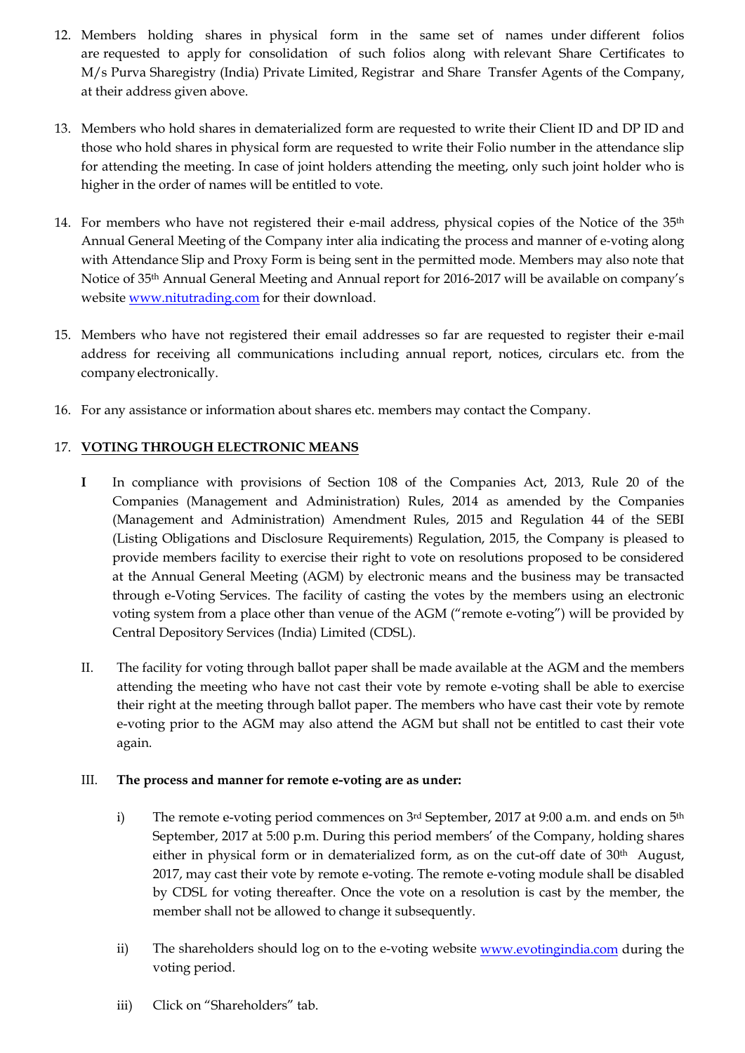12. Members holding shares in physical form in the same set of names under different folios are requested to apply for consolidation of such folios along with relevant Share Certificates to M/s Purva Sharegistry (India) Private Limited, Registrar and Share Transfer Agents of the Company, at their address given above.

13. Members who hold shares in dematerialized form are requested to write their Client ID and DP ID and those who hold shares in physical form are requested to write their Folio number in the attendance slip for attending the meeting. In case of joint holders attending the meeting, only such joint holder who is higher in the order of names will be entitled to vote.

14. For members who have not registered their e-mail address, physical copies of the Notice of the 35th Annual General Meeting of the Company inter alia indicating the process and manner of e-voting along with Attendance Slip and Proxy Form is being sent in the permitted mode. Members may also note that Notice of 35th Annual General Meeting and Annual report for 2016-2017 will be available on company's website www.nitutrading.com for their download.

15. Members who have not registered their email addresses so far are requested to register their e-mail address for receiving all communications including annual report, notices, circulars etc. from the company electronically.

16. For any assistance or information about shares etc. members may contact the Company.

17. **VOTING THROUGH ELECTRONIC MEANS**

**I** In compliance with provisions of Section 108 of the Companies Act, 2013, Rule 20 of the Companies (Management and Administration) Rules, 2014 as amended by the Companies (Management and Administration) Amendment Rules, 2015 and Regulation 44 of the SEBI (Listing Obligations and Disclosure Requirements) Regulation, 2015, the Company is pleased to provide members facility to exercise their right to vote on resolutions proposed to be considered at the Annual General Meeting (AGM) by electronic means and the business may be transacted through e-Voting Services. The facility of casting the votes by the members using an electronic voting system from a place other than venue of the AGM ("remote e-voting") will be provided by Central Depository Services (India) Limited (CDSL).

II. The facility for voting through ballot paper shall be made available at the AGM and the members attending the meeting who have not cast their vote by remote e-voting shall be able to exercise their right at the meeting through ballot paper. The members who have cast their vote by remote e-voting prior to the AGM may also attend the AGM but shall not be entitled to cast their vote again.

III. **The process and manner for remote e-voting are as under:**

i) The remote e-voting period commences on 3rd September, 2017 at 9:00 a.m. and ends on 5th September, 2017 at 5:00 p.m. During this period members' of the Company, holding shares either in physical form or in dematerialized form, as on the cut-off date of 30th August, 2017, may cast their vote by remote e-voting. The remote e-voting module shall be disabled by CDSL for voting thereafter. Once the vote on a resolution is cast by the member, the member shall not be allowed to change it subsequently.

ii) The shareholders should log on to the e-voting website www.evotingindia.com during the voting period.

iii) Click on "Shareholders" tab.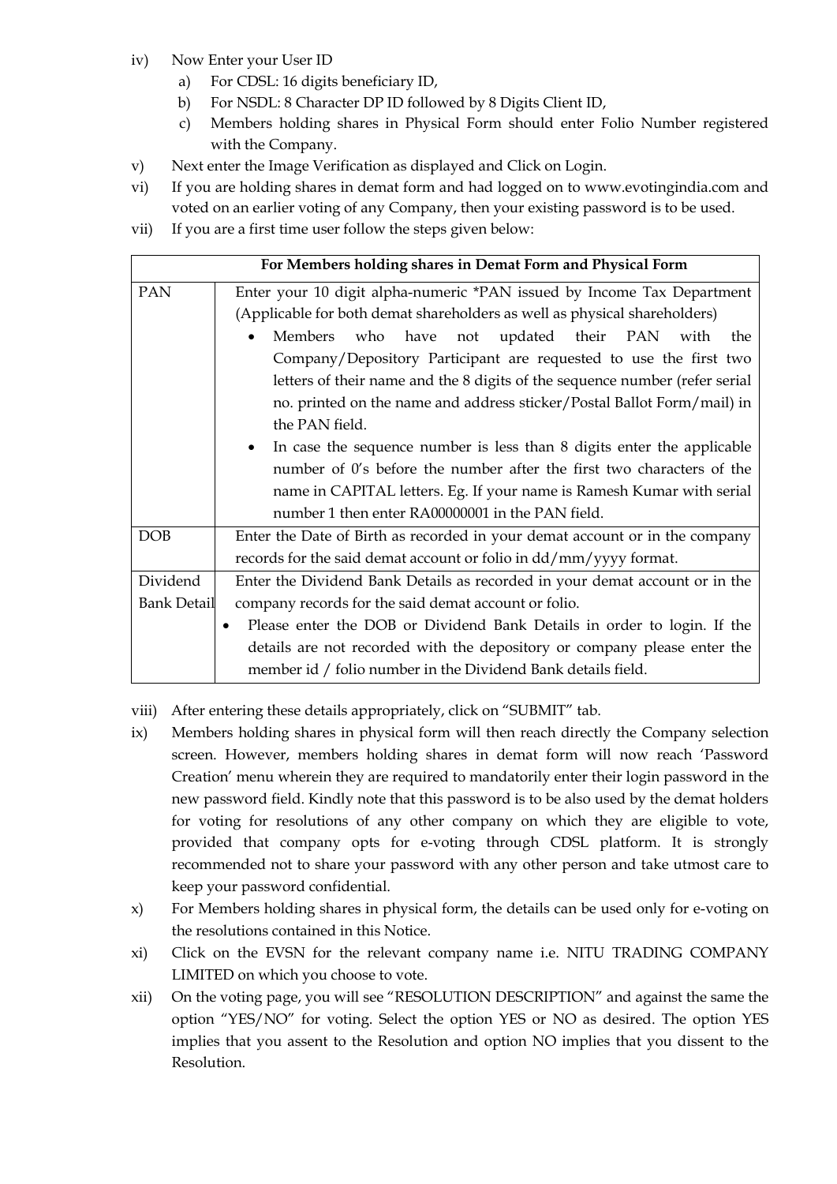iv) Now Enter your User ID
   a) For CDSL: 16 digits beneficiary ID,
   b) For NSDL: 8 Character DP ID followed by 8 Digits Client ID,
   c) Members holding shares in Physical Form should enter Folio Number registered with the Company.

v) Next enter the Image Verification as displayed and Click on Login.

vi) If you are holding shares in demat form and had logged on to www.evotingindia.com and voted on an earlier voting of any Company, then your existing password is to be used.

vii) If you are a first time user follow the steps given below:

| For Members holding shares in Demat Form and Physical Form | |
|---|---|
| PAN | Enter your 10 digit alpha-numeric *PAN issued by Income Tax Department (Applicable for both demat shareholders as well as physical shareholders)<br>• Members who have not updated their PAN with the Company/Depository Participant are requested to use the first two letters of their name and the 8 digits of the sequence number (refer serial no. printed on the name and address sticker/Postal Ballot Form/mail) in the PAN field.<br>• In case the sequence number is less than 8 digits enter the applicable number of 0's before the number after the first two characters of the name in CAPITAL letters. Eg. If your name is Ramesh Kumar with serial number 1 then enter RA00000001 in the PAN field. |
| DOB | Enter the Date of Birth as recorded in your demat account or in the company records for the said demat account or folio in dd/mm/yyyy format. |
| Dividend Bank Detail | Enter the Dividend Bank Details as recorded in your demat account or in the company records for the said demat account or folio.<br>• Please enter the DOB or Dividend Bank Details in order to login. If the details are not recorded with the depository or company please enter the member id / folio number in the Dividend Bank details field. |

viii) After entering these details appropriately, click on "SUBMIT" tab.

ix) Members holding shares in physical form will then reach directly the Company selection screen. However, members holding shares in demat form will now reach 'Password Creation' menu wherein they are required to mandatorily enter their login password in the new password field. Kindly note that this password is to be also used by the demat holders for voting for resolutions of any other company on which they are eligible to vote, provided that company opts for e-voting through CDSL platform. It is strongly recommended not to share your password with any other person and take utmost care to keep your password confidential.

x) For Members holding shares in physical form, the details can be used only for e-voting on the resolutions contained in this Notice.

xi) Click on the EVSN for the relevant company name i.e. NITU TRADING COMPANY LIMITED on which you choose to vote.

xii) On the voting page, you will see "RESOLUTION DESCRIPTION" and against the same the option "YES/NO" for voting. Select the option YES or NO as desired. The option YES implies that you assent to the Resolution and option NO implies that you dissent to the Resolution.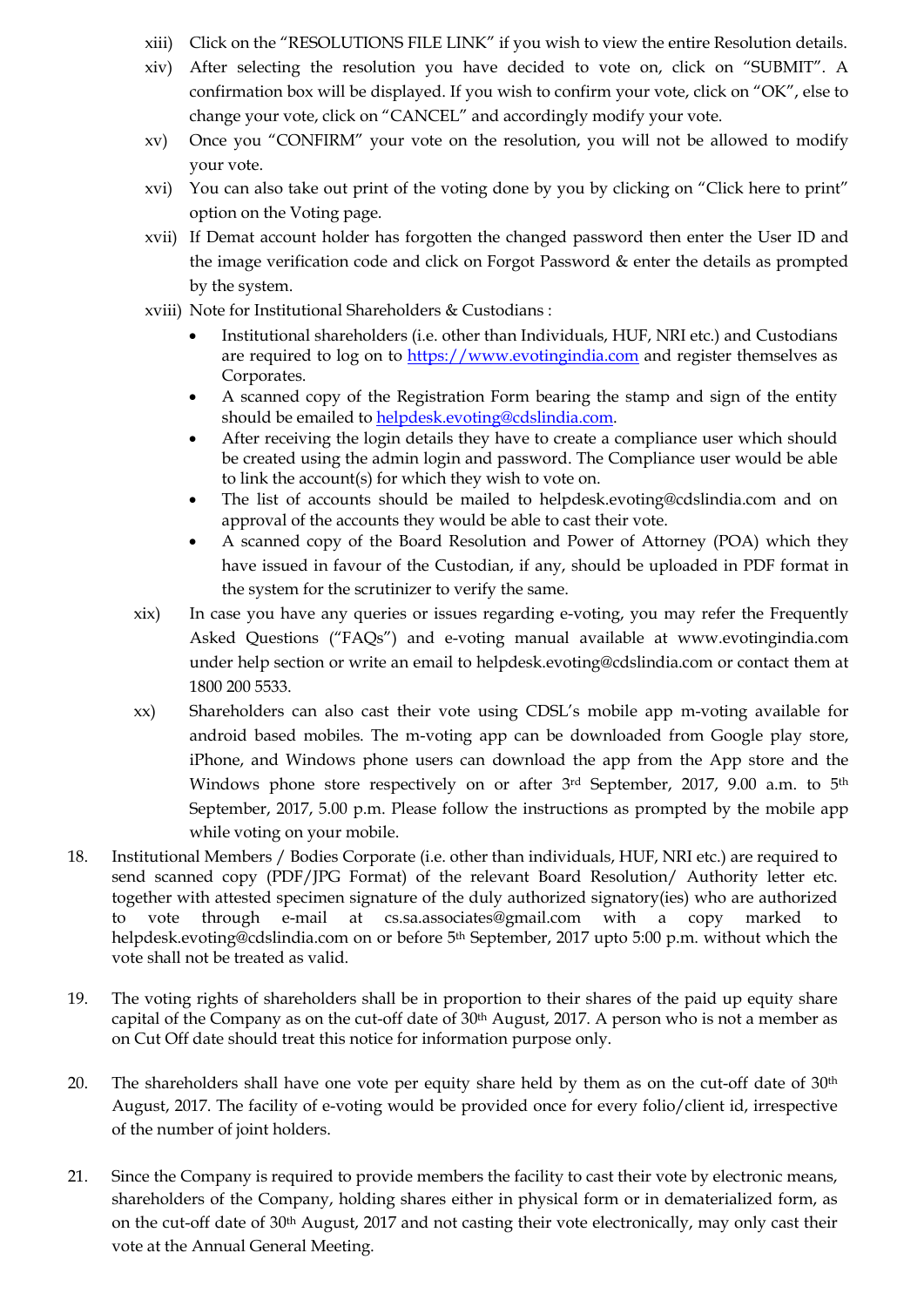xiii) Click on the "RESOLUTIONS FILE LINK" if you wish to view the entire Resolution details.

xiv) After selecting the resolution you have decided to vote on, click on "SUBMIT". A confirmation box will be displayed. If you wish to confirm your vote, click on "OK", else to change your vote, click on "CANCEL" and accordingly modify your vote.

xv) Once you "CONFIRM" your vote on the resolution, you will not be allowed to modify your vote.

xvi) You can also take out print of the voting done by you by clicking on "Click here to print" option on the Voting page.

xvii) If Demat account holder has forgotten the changed password then enter the User ID and the image verification code and click on Forgot Password & enter the details as prompted by the system.

xviii) Note for Institutional Shareholders & Custodians :

- Institutional shareholders (i.e. other than Individuals, HUF, NRI etc.) and Custodians are required to log on to https://www.evotingindia.com and register themselves as Corporates.
- A scanned copy of the Registration Form bearing the stamp and sign of the entity should be emailed to helpdesk.evoting@cdslindia.com.
- After receiving the login details they have to create a compliance user which should be created using the admin login and password. The Compliance user would be able to link the account(s) for which they wish to vote on.
- The list of accounts should be mailed to helpdesk.evoting@cdslindia.com and on approval of the accounts they would be able to cast their vote.
- A scanned copy of the Board Resolution and Power of Attorney (POA) which they have issued in favour of the Custodian, if any, should be uploaded in PDF format in the system for the scrutinizer to verify the same.

xix) In case you have any queries or issues regarding e-voting, you may refer the Frequently Asked Questions ("FAQs") and e-voting manual available at www.evotingindia.com under help section or write an email to helpdesk.evoting@cdslindia.com or contact them at 1800 200 5533.

xx) Shareholders can also cast their vote using CDSL's mobile app m-voting available for android based mobiles. The m-voting app can be downloaded from Google play store, iPhone, and Windows phone users can download the app from the App store and the Windows phone store respectively on or after 3rd September, 2017, 9.00 a.m. to 5th September, 2017, 5.00 p.m. Please follow the instructions as prompted by the mobile app while voting on your mobile.

18. Institutional Members / Bodies Corporate (i.e. other than individuals, HUF, NRI etc.) are required to send scanned copy (PDF/JPG Format) of the relevant Board Resolution/ Authority letter etc. together with attested specimen signature of the duly authorized signatory(ies) who are authorized to vote through e-mail at cs.sa.associates@gmail.com with a copy marked to helpdesk.evoting@cdslindia.com on or before 5th September, 2017 upto 5:00 p.m. without which the vote shall not be treated as valid.

19. The voting rights of shareholders shall be in proportion to their shares of the paid up equity share capital of the Company as on the cut-off date of 30th August, 2017. A person who is not a member as on Cut Off date should treat this notice for information purpose only.

20. The shareholders shall have one vote per equity share held by them as on the cut-off date of 30th August, 2017. The facility of e-voting would be provided once for every folio/client id, irrespective of the number of joint holders.

21. Since the Company is required to provide members the facility to cast their vote by electronic means, shareholders of the Company, holding shares either in physical form or in dematerialized form, as on the cut-off date of 30th August, 2017 and not casting their vote electronically, may only cast their vote at the Annual General Meeting.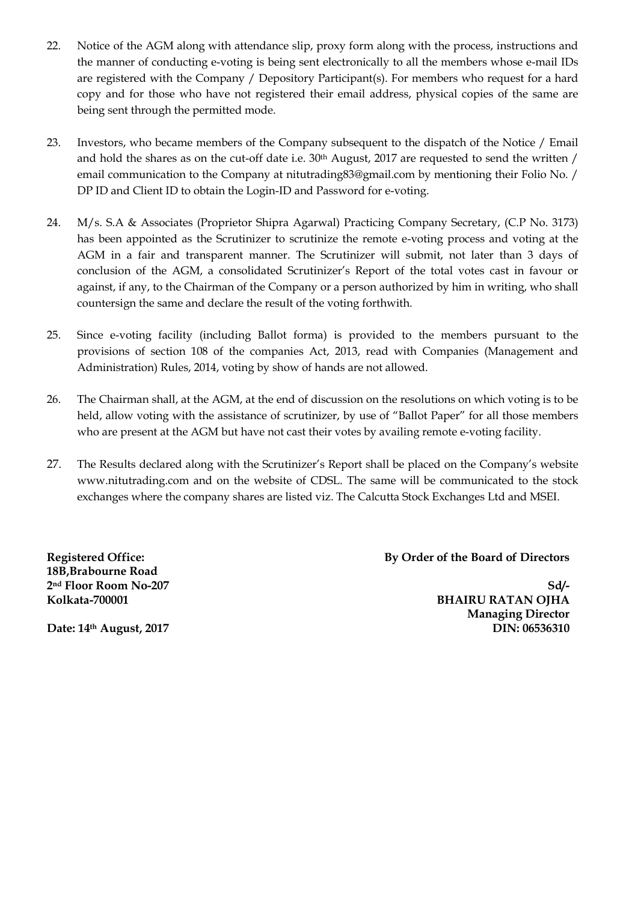22. Notice of the AGM along with attendance slip, proxy form along with the process, instructions and the manner of conducting e-voting is being sent electronically to all the members whose e-mail IDs are registered with the Company / Depository Participant(s). For members who request for a hard copy and for those who have not registered their email address, physical copies of the same are being sent through the permitted mode.

23. Investors, who became members of the Company subsequent to the dispatch of the Notice / Email and hold the shares as on the cut-off date i.e. 30th August, 2017 are requested to send the written / email communication to the Company at nitutrading83@gmail.com by mentioning their Folio No. / DP ID and Client ID to obtain the Login-ID and Password for e-voting.

24. M/s. S.A & Associates (Proprietor Shipra Agarwal) Practicing Company Secretary, (C.P No. 3173) has been appointed as the Scrutinizer to scrutinize the remote e-voting process and voting at the AGM in a fair and transparent manner. The Scrutinizer will submit, not later than 3 days of conclusion of the AGM, a consolidated Scrutinizer's Report of the total votes cast in favour or against, if any, to the Chairman of the Company or a person authorized by him in writing, who shall countersign the same and declare the result of the voting forthwith.

25. Since e-voting facility (including Ballot forma) is provided to the members pursuant to the provisions of section 108 of the companies Act, 2013, read with Companies (Management and Administration) Rules, 2014, voting by show of hands are not allowed.

26. The Chairman shall, at the AGM, at the end of discussion on the resolutions on which voting is to be held, allow voting with the assistance of scrutinizer, by use of "Ballot Paper" for all those members who are present at the AGM but have not cast their votes by availing remote e-voting facility.

27. The Results declared along with the Scrutinizer's Report shall be placed on the Company's website www.nitutrading.com and on the website of CDSL. The same will be communicated to the stock exchanges where the company shares are listed viz. The Calcutta Stock Exchanges Ltd and MSEI.

**Registered Office:**
**18B,Brabourne Road**
**2nd Floor Room No-207**
**Kolkata-700001**

**Date: 14th August, 2017**

**By Order of the Board of Directors**

**Sd/-**
**BHAIRU RATAN OJHA**
**Managing Director**
**DIN: 06536310**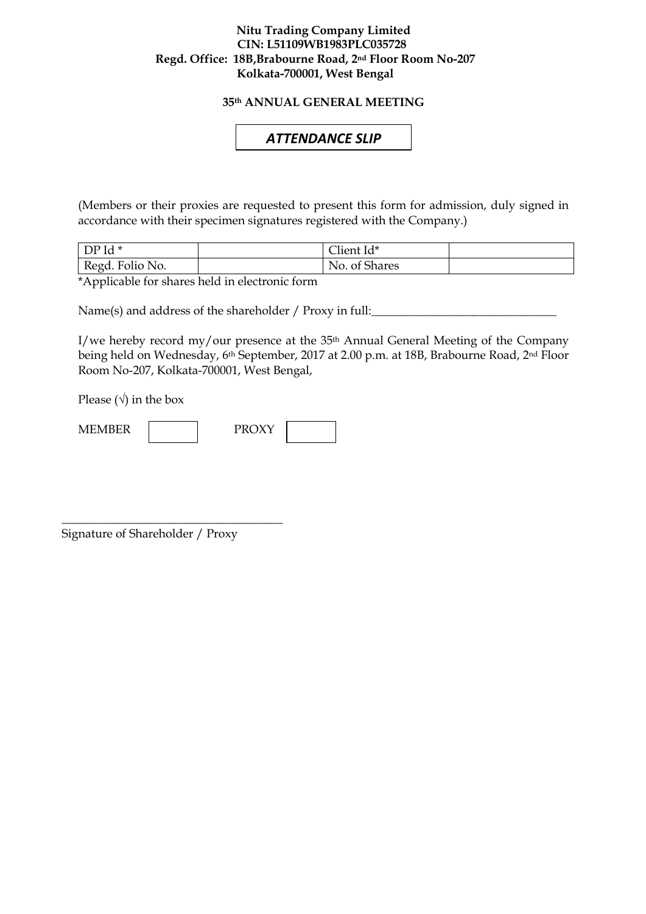**Nitu Trading Company Limited**
**CIN: L51109WB1983PLC035728**
**Regd. Office: 18B,Brabourne Road, 2nd Floor Room No-207**
**Kolkata-700001, West Bengal**

**35th ANNUAL GENERAL MEETING**

## *ATTENDANCE SLIP*

(Members or their proxies are requested to present this form for admission, duly signed in accordance with their specimen signatures registered with the Company.)

| DP Id * | | Client Id* | |
|---|---|---|---|
| Regd. Folio No. | | No. of Shares | |

*Applicable for shares held in electronic form

Name(s) and address of the shareholder / Proxy in full:_______________________________

I/we hereby record my/our presence at the 35th Annual General Meeting of the Company being held on Wednesday, 6th September, 2017 at 2.00 p.m. at 18B, Brabourne Road, 2nd Floor Room No-207, Kolkata-700001, West Bengal,

Please (√) in the box

MEMBER ☐ PROXY ☐

_____________________________________
Signature of Shareholder / Proxy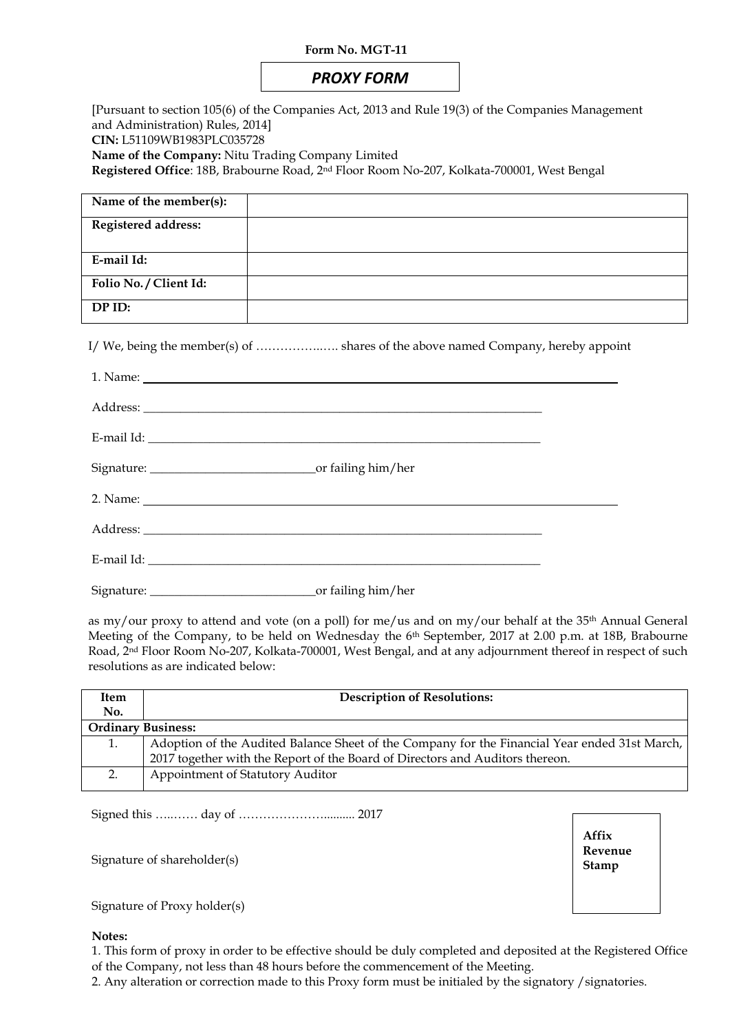**Form No. MGT-11**

# *PROXY FORM*

[Pursuant to section 105(6) of the Companies Act, 2013 and Rule 19(3) of the Companies Management and Administration) Rules, 2014]

**CIN:** L51109WB1983PLC035728

**Name of the Company:** Nitu Trading Company Limited

**Registered Office**: 18B, Brabourne Road, 2nd Floor Room No-207, Kolkata-700001, West Bengal

| | |
|---|---|
| **Name of the member(s):** | |
| **Registered address:** | |
| **E-mail Id:** | |
| **Folio No. / Client Id:** | |
| **DP ID:** | |

I/ We, being the member(s) of ……………..….. shares of the above named Company, hereby appoint

1. Name: ______________________________________________________________

Address: ______________________________________________________________

E-mail Id: ______________________________________________________________

Signature: ___________________________or failing him/her

2. Name: ______________________________________________________________

Address: ______________________________________________________________

E-mail Id: ______________________________________________________________

Signature: ___________________________or failing him/her

as my/our proxy to attend and vote (on a poll) for me/us and on my/our behalf at the 35th Annual General Meeting of the Company, to be held on Wednesday the 6th September, 2017 at 2.00 p.m. at 18B, Brabourne Road, 2nd Floor Room No-207, Kolkata-700001, West Bengal, and at any adjournment thereof in respect of such resolutions as are indicated below:

| Item No. | Description of Resolutions: |
|---|---|
| **Ordinary Business:** | |
| 1. | Adoption of the Audited Balance Sheet of the Company for the Financial Year ended 31st March, 2017 together with the Report of the Board of Directors and Auditors thereon. |
| 2. | Appointment of Statutory Auditor |

Signed this …..…… day of ………………….......... 2017

Signature of shareholder(s)

**Affix Revenue Stamp**

Signature of Proxy holder(s)

**Notes:**

1. This form of proxy in order to be effective should be duly completed and deposited at the Registered Office of the Company, not less than 48 hours before the commencement of the Meeting.
2. Any alteration or correction made to this Proxy form must be initialed by the signatory /signatories.